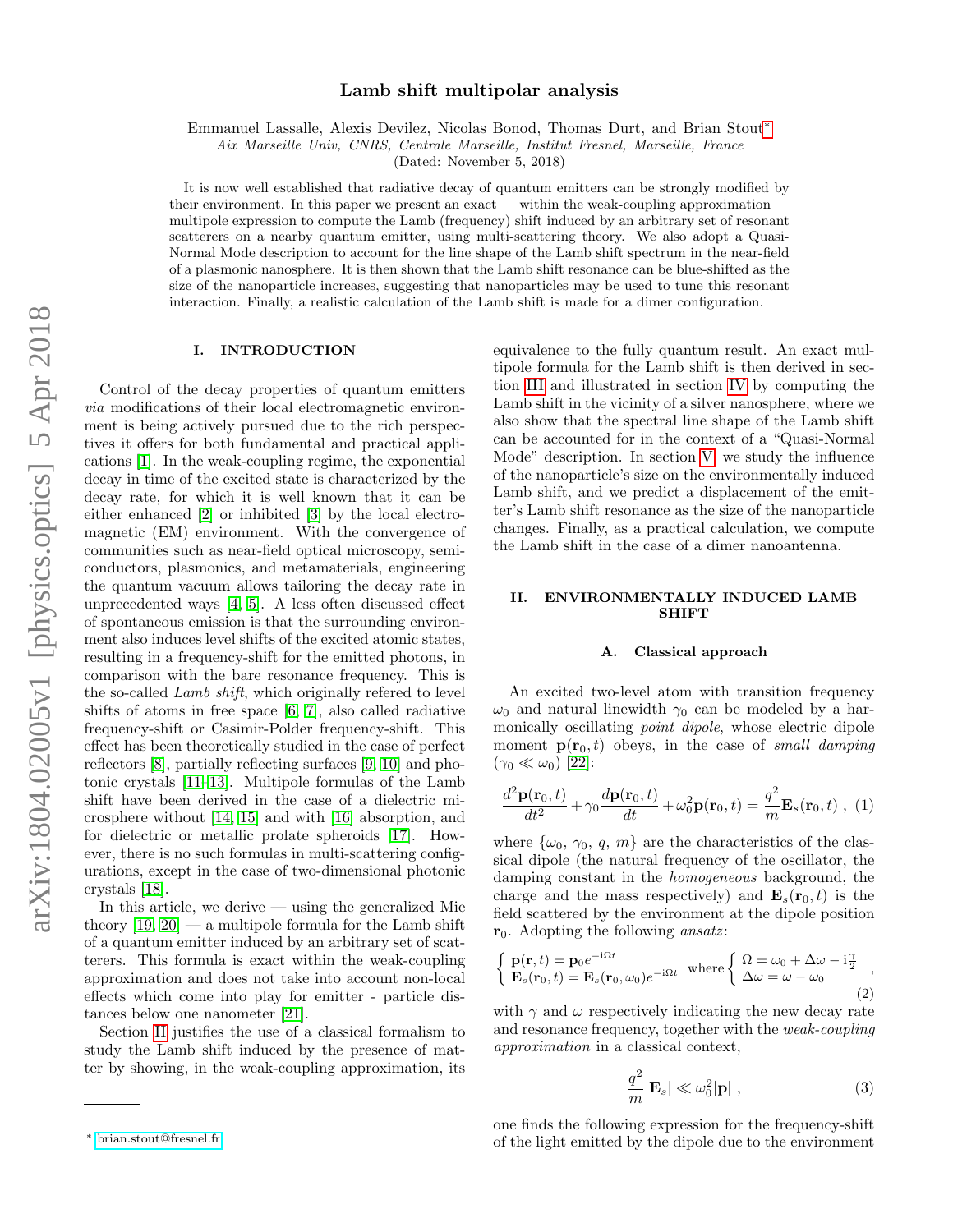# Lamb shift multipolar analysis

Emmanuel Lassalle, Alexis Devilez, Nicolas Bonod, Thomas Durt, and Brian Stout*

*Aix Marseille Univ, CNRS, Centrale Marseille, Institut Fresnel, Marseille, France*

(Dated: November 5, 2018)

It is now well established that radiative decay of quantum emitters can be strongly modified by their environment. In this paper we present an exact — within the weak-coupling approximation — multipole expression to compute the Lamb (frequency) shift induced by an arbitrary set of resonant scatterers on a nearby quantum emitter, using multi-scattering theory. We also adopt a Quasi-Normal Mode description to account for the line shape of the Lamb shift spectrum in the near-field of a plasmonic nanosphere. It is then shown that the Lamb shift resonance can be blue-shifted as the size of the nanoparticle increases, suggesting that nanoparticles may be used to tune this resonant interaction. Finally, a realistic calculation of the Lamb shift is made for a dimer configuration.

## I. INTRODUCTION

Control of the decay properties of quantum emitters *via* modifications of their local electromagnetic environment is being actively pursued due to the rich perspectives it offers for both fundamental and practical applications [1]. In the weak-coupling regime, the exponential decay in time of the excited state is characterized by the decay rate, for which it is well known that it can be either enhanced [2] or inhibited [3] by the local electromagnetic (EM) environment. With the convergence of communities such as near-field optical microscopy, semiconductors, plasmonics, and metamaterials, engineering the quantum vacuum allows tailoring the decay rate in unprecedented ways [4, 5]. A less often discussed effect of spontaneous emission is that the surrounding environment also induces level shifts of the excited atomic states, resulting in a frequency-shift for the emitted photons, in comparison with the bare resonance frequency. This is the so-called *Lamb shift*, which originally refered to level shifts of atoms in free space [6, 7], also called radiative frequency-shift or Casimir-Polder frequency-shift. This effect has been theoretically studied in the case of perfect reflectors [8], partially reflecting surfaces [9, 10] and photonic crystals [11–13]. Multipole formulas of the Lamb shift have been derived in the case of a dielectric microsphere without [14, 15] and with [16] absorption, and for dielectric or metallic prolate spheroids [17]. However, there is no such formulas in multi-scattering configurations, except in the case of two-dimensional photonic crystals [18].

In this article, we derive — using the generalized Mie theory [19, 20] — a multipole formula for the Lamb shift of a quantum emitter induced by an arbitrary set of scatterers. This formula is exact within the weak-coupling approximation and does not take into account non-local effects which come into play for emitter - particle distances below one nanometer [21].

Section II justifies the use of a classical formalism to study the Lamb shift induced by the presence of matter by showing, in the weak-coupling approximation, its equivalence to the fully quantum result. An exact multipole formula for the Lamb shift is then derived in section III and illustrated in section IV by computing the Lamb shift in the vicinity of a silver nanosphere, where we also show that the spectral line shape of the Lamb shift can be accounted for in the context of a "Quasi-Normal Mode" description. In section V, we study the influence of the nanoparticle's size on the environmentally induced Lamb shift, and we predict a displacement of the emitter's Lamb shift resonance as the size of the nanoparticle changes. Finally, as a practical calculation, we compute the Lamb shift in the case of a dimer nanoantenna.

## II. ENVIRONMENTALLY INDUCED LAMB SHIFT

### A. Classical approach

An excited two-level atom with transition frequency $\omega_0$ and natural linewidth $\gamma_0$ can be modeled by a harmonically oscillating *point dipole*, whose electric dipole moment $\mathbf{p}(\mathbf{r}_0, t)$ obeys, in the case of *small damping* ($\gamma_0 \ll \omega_0$) [22]:

$$\frac{d^2\mathbf{p}(\mathbf{r}_0, t)}{dt^2} + \gamma_0 \frac{d\mathbf{p}(\mathbf{r}_0, t)}{dt} + \omega_0^2 \mathbf{p}(\mathbf{r}_0, t) = \frac{q^2}{m}\mathbf{E}_s(\mathbf{r}_0, t) \ , \quad (1)$$

where $\{\omega_0, \gamma_0, q, m\}$ are the characteristics of the classical dipole (the natural frequency of the oscillator, the damping constant in the *homogeneous* background, the charge and the mass respectively) and $\mathbf{E}_s(\mathbf{r}_0, t)$ is the field scattered by the environment at the dipole position $\mathbf{r}_0$. Adopting the following *ansatz*:

$$\left\{ \begin{array}{l} \mathbf{p}(\mathbf{r}, t) = \mathbf{p}_0 e^{-\mathrm{i}\Omega t} \\ \mathbf{E}_s(\mathbf{r}_0, t) = \mathbf{E}_s(\mathbf{r}_0, \omega_0) e^{-\mathrm{i}\Omega t} \end{array} \right. \text{ where } \left\{ \begin{array}{l} \Omega = \omega_0 + \Delta\omega - \mathrm{i}\frac{\gamma}{2} \\ \Delta\omega = \omega - \omega_0 \end{array} \right. , \quad (2)$$

with $\gamma$ and $\omega$ respectively indicating the new decay rate and resonance frequency, together with the *weak-coupling approximation* in a classical context,

$$\frac{q^2}{m}|\mathbf{E}_s| \ll \omega_0^2 |\mathbf{p}| \ , \quad (3)$$

one finds the following expression for the frequency-shift of the light emitted by the dipole due to the environment

* brian.stout@fresnel.fr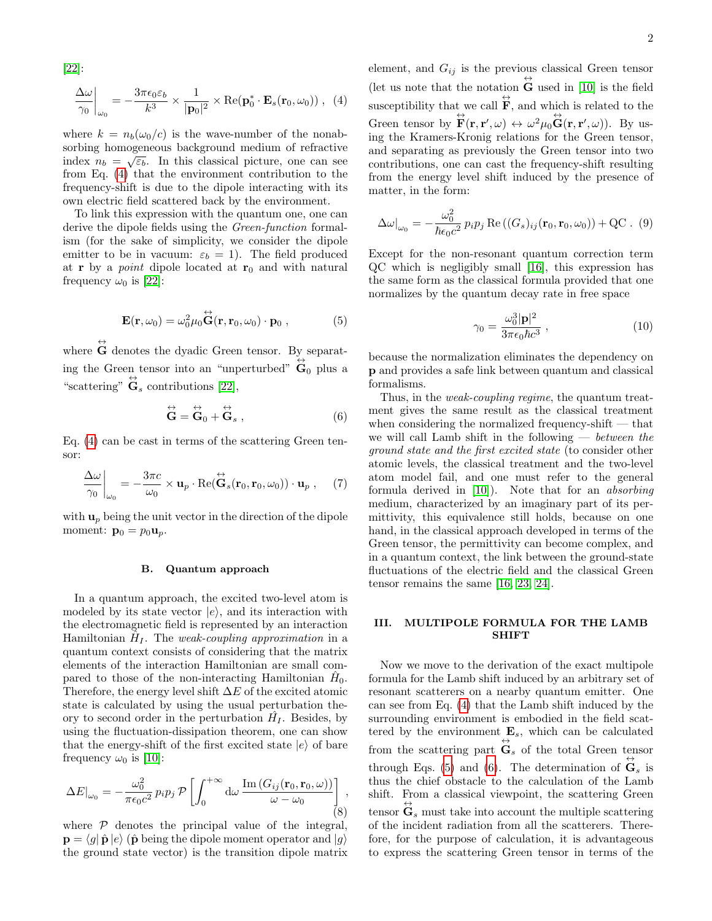[22]:

$$\left.\frac{\Delta\omega}{\gamma_0}\right|_{\omega_0} = -\frac{3\pi\epsilon_0\varepsilon_b}{k^3} \times \frac{1}{|\mathbf{p}_0|^2} \times \mathrm{Re}(\mathbf{p}_0^* \cdot \mathbf{E}_s(\mathbf{r}_0, \omega_0)) \ , \quad (4)$$

where $k = n_b(\omega_0/c)$ is the wave-number of the nonabsorbing homogeneous background medium of refractive index $n_b = \sqrt{\varepsilon_b}$. In this classical picture, one can see from Eq. (4) that the environment contribution to the frequency-shift is due to the dipole interacting with its own electric field scattered back by the environment.

To link this expression with the quantum one, one can derive the dipole fields using the *Green-function* formalism (for the sake of simplicity, we consider the dipole emitter to be in vacuum: $\varepsilon_b = 1$). The field produced at $\mathbf{r}$ by a *point* dipole located at $\mathbf{r}_0$ and with natural frequency $\omega_0$ is [22]:

$$\mathbf{E}(\mathbf{r}, \omega_0) = \omega_0^2 \mu_0 \overleftrightarrow{\mathbf{G}}(\mathbf{r}, \mathbf{r}_0, \omega_0) \cdot \mathbf{p}_0 \ , \quad (5)$$

where $\overleftrightarrow{\mathbf{G}}$ denotes the dyadic Green tensor. By separating the Green tensor into an "unperturbed" $\overleftrightarrow{\mathbf{G}}_0$ plus a "scattering" $\overleftrightarrow{\mathbf{G}}_s$ contributions [22],

$$\overleftrightarrow{\mathbf{G}} = \overleftrightarrow{\mathbf{G}}_0 + \overleftrightarrow{\mathbf{G}}_s \ , \quad (6)$$

Eq. (4) can be cast in terms of the scattering Green tensor:

$$\left.\frac{\Delta\omega}{\gamma_0}\right|_{\omega_0} = -\frac{3\pi c}{\omega_0} \times \mathbf{u}_p \cdot \mathrm{Re}(\overleftrightarrow{\mathbf{G}}_s(\mathbf{r}_0, \mathbf{r}_0, \omega_0)) \cdot \mathbf{u}_p \ , \quad (7)$$

with $\mathbf{u}_p$ being the unit vector in the direction of the dipole moment: $\mathbf{p}_0 = p_0 \mathbf{u}_p$.

### B. Quantum approach

In a quantum approach, the excited two-level atom is modeled by its state vector $|e\rangle$, and its interaction with the electromagnetic field is represented by an interaction Hamiltonian $\hat{H}_I$. The *weak-coupling approximation* in a quantum context consists of considering that the matrix elements of the interaction Hamiltonian are small compared to those of the non-interacting Hamiltonian $\hat{H}_0$. Therefore, the energy level shift $\Delta E$ of the excited atomic state is calculated by using the usual perturbation theory to second order in the perturbation $\hat{H}_I$. Besides, by using the fluctuation-dissipation theorem, one can show that the energy-shift of the first excited state $|e\rangle$ of bare frequency $\omega_0$ is [10]:

$$\Delta E|_{\omega_0} = -\frac{\omega_0^2}{\pi\epsilon_0 c^2}\, p_i p_j \, \mathcal{P}\left[\int_0^{+\infty} \mathrm{d}\omega \, \frac{\mathrm{Im}\left(G_{ij}(\mathbf{r}_0, \mathbf{r}_0, \omega)\right)}{\omega - \omega_0}\right] \ , \quad (8)$$

where $\mathcal{P}$ denotes the principal value of the integral, $\mathbf{p} = \langle g|\, \hat{\mathbf{p}}\, |e\rangle$ ($\hat{\mathbf{p}}$ being the dipole moment operator and $|g\rangle$ the ground state vector) is the transition dipole matrix element, and $G_{ij}$ is the previous classical Green tensor (let us note that the notation $\overleftrightarrow{\mathbf{G}}$ used in [10] is the field susceptibility that we call $\overleftrightarrow{\mathbf{F}}$, and which is related to the Green tensor by $\overleftrightarrow{\mathbf{F}}(\mathbf{r}, \mathbf{r}', \omega) \leftrightarrow \omega^2 \mu_0 \overleftrightarrow{\mathbf{G}}(\mathbf{r}, \mathbf{r}', \omega)$). By using the Kramers-Kronig relations for the Green tensor, and separating as previously the Green tensor into two contributions, one can cast the frequency-shift resulting from the energy level shift induced by the presence of matter, in the form:

$$\Delta\omega|_{\omega_0} = -\frac{\omega_0^2}{\hbar\epsilon_0 c^2}\, p_i p_j \, \mathrm{Re}\left((G_s)_{ij}(\mathbf{r}_0, \mathbf{r}_0, \omega_0)\right) + \mathrm{QC} \ . \quad (9)$$

Except for the non-resonant quantum correction term QC which is negligibly small [16], this expression has the same form as the classical formula provided that one normalizes by the quantum decay rate in free space

$$\gamma_0 = \frac{\omega_0^3 |\mathbf{p}|^2}{3\pi\epsilon_0 \hbar c^3} \ , \quad (10)$$

because the normalization eliminates the dependency on $\mathbf{p}$ and provides a safe link between quantum and classical formalisms.

Thus, in the *weak-coupling regime*, the quantum treatment gives the same result as the classical treatment when considering the normalized frequency-shift — that we will call Lamb shift in the following — *between the ground state and the first excited state* (to consider other atomic levels, the classical treatment and the two-level atom model fail, and one must refer to the general formula derived in [10]). Note that for an *absorbing* medium, characterized by an imaginary part of its permittivity, this equivalence still holds, because on one hand, in the classical approach developed in terms of the Green tensor, the permittivity can become complex, and in a quantum context, the link between the ground-state fluctuations of the electric field and the classical Green tensor remains the same [16, 23, 24].

## III. MULTIPOLE FORMULA FOR THE LAMB SHIFT

Now we move to the derivation of the exact multipole formula for the Lamb shift induced by an arbitrary set of resonant scatterers on a nearby quantum emitter. One can see from Eq. (4) that the Lamb shift induced by the surrounding environment is embodied in the field scattered by the environment $\mathbf{E}_s$, which can be calculated from the scattering part $\overleftrightarrow{\mathbf{G}}_s$ of the total Green tensor through Eqs. (5) and (6). The determination of $\overleftrightarrow{\mathbf{G}}_s$ is thus the chief obstacle to the calculation of the Lamb shift. From a classical viewpoint, the scattering Green tensor $\overleftrightarrow{\mathbf{G}}_s$ must take into account the multiple scattering of the incident radiation from all the scatterers. Therefore, for the purpose of calculation, it is advantageous to express the scattering Green tensor in terms of the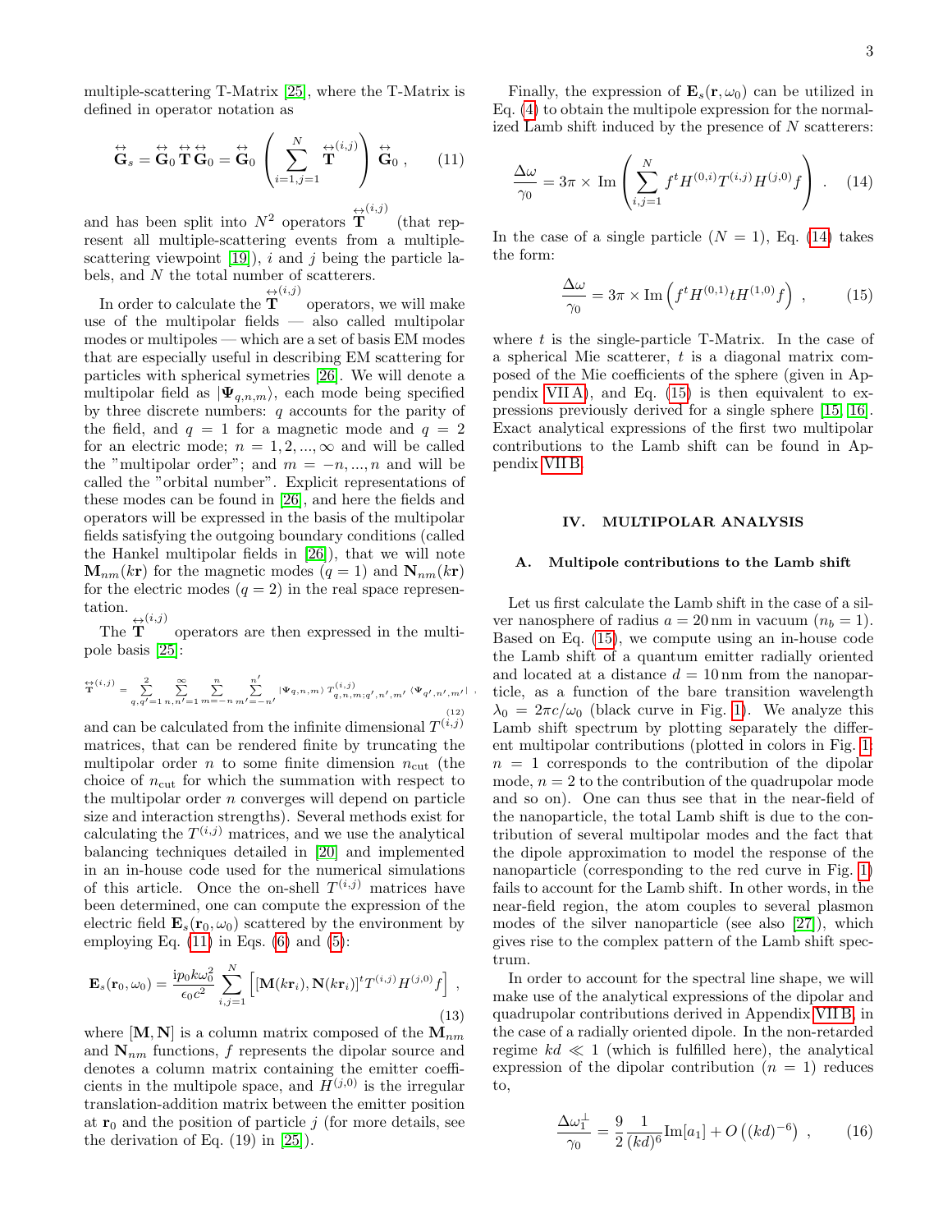multiple-scattering T-Matrix [25], where the T-Matrix is defined in operator notation as

$$\overleftrightarrow{\mathbf{G}}_s = \overleftrightarrow{\mathbf{G}}_0 \overleftrightarrow{\mathbf{T}} \overleftrightarrow{\mathbf{G}}_0 = \overleftrightarrow{\mathbf{G}}_0 \left( \sum_{i=1,j=1}^{N} \overleftrightarrow{\mathbf{T}}^{(i,j)} \right) \overleftrightarrow{\mathbf{G}}_0 \,, \tag{11}$$

and has been split into $N^2$ operators $\overleftrightarrow{\mathbf{T}}^{(i,j)}$ (that represent all multiple-scattering events from a multiple-scattering viewpoint [19]), $i$ and $j$ being the particle labels, and $N$ the total number of scatterers.

In order to calculate the $\overleftrightarrow{\mathbf{T}}^{(i,j)}$ operators, we will make use of the multipolar fields — also called multipolar modes or multipoles — which are a set of basis EM modes that are especially useful in describing EM scattering for particles with spherical symetries [26]. We will denote a multipolar field as $|\mathbf{\Psi}_{q,n,m}\rangle$, each mode being specified by three discrete numbers: $q$ accounts for the parity of the field, and $q = 1$ for a magnetic mode and $q = 2$ for an electric mode; $n = 1, 2, ..., \infty$ and will be called the "multipolar order"; and $m = -n, ..., n$ and will be called the "orbital number". Explicit representations of these modes can be found in [26], and here the fields and operators will be expressed in the basis of the multipolar fields satisfying the outgoing boundary conditions (called the Hankel multipolar fields in [26]), that we will note $\mathbf{M}_{nm}(k\mathbf{r})$ for the magnetic modes ($q = 1$) and $\mathbf{N}_{nm}(k\mathbf{r})$ for the electric modes ($q = 2$) in the real space representation.

The $\overleftrightarrow{\mathbf{T}}^{(i,j)}$ operators are then expressed in the multipole basis [25]:

$$\overleftrightarrow{\mathbf{T}}^{(i,j)} = \sum_{q,q'=1}^{2} \sum_{n,n'=1}^{\infty} \sum_{m=-n}^{n} \sum_{m'=-n'}^{n'} |\mathbf{\Psi}_{q,n,m}\rangle \, T^{(i,j)}_{q,n,m;q',n',m'} \, \langle \mathbf{\Psi}_{q',n',m'}| \,, \tag{12}$$

and can be calculated from the infinite dimensional $T^{(i,j)}$ matrices, that can be rendered finite by truncating the multipolar order $n$ to some finite dimension $n_{\text{cut}}$ (the choice of $n_{\text{cut}}$ for which the summation with respect to the multipolar order $n$ converges will depend on particle size and interaction strengths). Several methods exist for calculating the $T^{(i,j)}$ matrices, and we use the analytical balancing techniques detailed in [20] and implemented in an in-house code used for the numerical simulations of this article. Once the on-shell $T^{(i,j)}$ matrices have been determined, one can compute the expression of the electric field $\mathbf{E}_s(\mathbf{r}_0, \omega_0)$ scattered by the environment by employing Eq. (11) in Eqs. (6) and (5):

$$\mathbf{E}_s(\mathbf{r}_0, \omega_0) = \frac{\mathrm{i} p_0 k \omega_0^2}{\epsilon_0 c^2} \sum_{i,j=1}^{N} \left[ [\mathbf{M}(k\mathbf{r}_i), \mathbf{N}(k\mathbf{r}_i)]^t T^{(i,j)} H^{(j,0)} f \right] \,, \tag{13}$$

where $[\mathbf{M}, \mathbf{N}]$ is a column matrix composed of the $\mathbf{M}_{nm}$ and $\mathbf{N}_{nm}$ functions, $f$ represents the dipolar source and denotes a column matrix containing the emitter coefficients in the multipole space, and $H^{(j,0)}$ is the irregular translation-addition matrix between the emitter position at $\mathbf{r}_0$ and the position of particle $j$ (for more details, see the derivation of Eq. (19) in [25]).

Finally, the expression of $\mathbf{E}_s(\mathbf{r}, \omega_0)$ can be utilized in Eq. (4) to obtain the multipole expression for the normalized Lamb shift induced by the presence of $N$ scatterers:

$$\frac{\Delta\omega}{\gamma_0} = 3\pi \times \mathrm{Im} \left( \sum_{i,j=1}^{N} f^t H^{(0,i)} T^{(i,j)} H^{(j,0)} f \right) \,. \tag{14}$$

In the case of a single particle ($N = 1$), Eq. (14) takes the form:

$$\frac{\Delta\omega}{\gamma_0} = 3\pi \times \mathrm{Im} \left( f^t H^{(0,1)} t H^{(1,0)} f \right) \,, \tag{15}$$

where $t$ is the single-particle T-Matrix. In the case of a spherical Mie scatterer, $t$ is a diagonal matrix composed of the Mie coefficients of the sphere (given in Appendix VII A), and Eq. (15) is then equivalent to expressions previously derived for a single sphere [15, 16]. Exact analytical expressions of the first two multipolar contributions to the Lamb shift can be found in Appendix VII B.

## IV. MULTIPOLAR ANALYSIS

### A. Multipole contributions to the Lamb shift

Let us first calculate the Lamb shift in the case of a silver nanosphere of radius $a = 20\,\text{nm}$ in vacuum ($n_b = 1$). Based on Eq. (15), we compute using an in-house code the Lamb shift of a quantum emitter radially oriented and located at a distance $d = 10\,\text{nm}$ from the nanoparticle, as a function of the bare transition wavelength $\lambda_0 = 2\pi c/\omega_0$ (black curve in Fig. 1). We analyze this Lamb shift spectrum by plotting separately the different multipolar contributions (plotted in colors in Fig. 1: $n = 1$ corresponds to the contribution of the dipolar mode, $n = 2$ to the contribution of the quadrupolar mode and so on). One can thus see that in the near-field of the nanoparticle, the total Lamb shift is due to the contribution of several multipolar modes and the fact that the dipole approximation to model the response of the nanoparticle (corresponding to the red curve in Fig. 1) fails to account for the Lamb shift. In other words, in the near-field region, the atom couples to several plasmon modes of the silver nanoparticle (see also [27]), which gives rise to the complex pattern of the Lamb shift spectrum.

In order to account for the spectral line shape, we will make use of the analytical expressions of the dipolar and quadrupolar contributions derived in Appendix VII B, in the case of a radially oriented dipole. In the non-retarded regime $kd \ll 1$ (which is fulfilled here), the analytical expression of the dipolar contribution ($n = 1$) reduces to,

$$\frac{\Delta\omega_1^{\perp}}{\gamma_0} = \frac{9}{2} \frac{1}{(kd)^6} \mathrm{Im}[a_1] + O\left((kd)^{-6}\right) \,, \tag{16}$$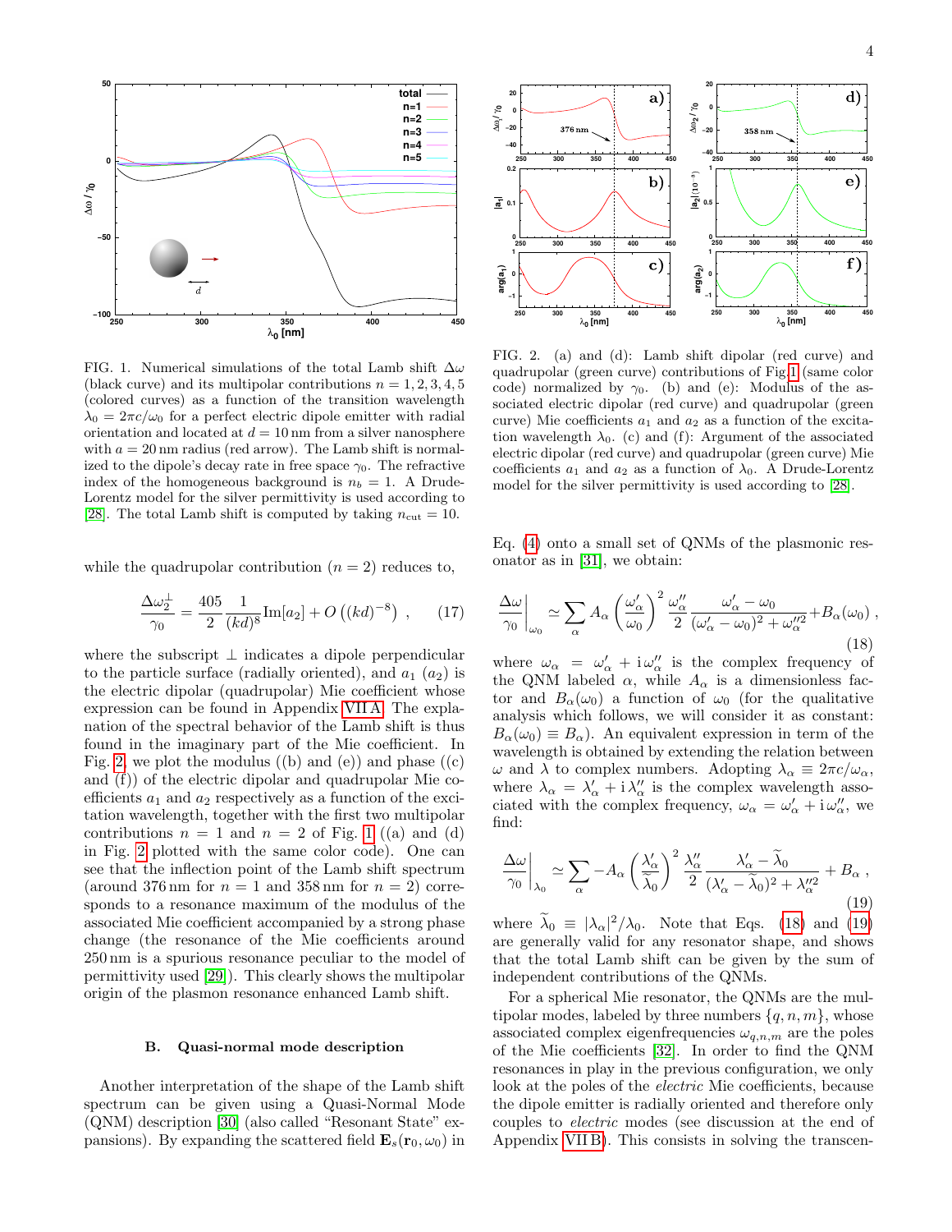FIG. 1. Numerical simulations of the total Lamb shift $\Delta\omega$ (black curve) and its multipolar contributions $n = 1, 2, 3, 4, 5$ (colored curves) as a function of the transition wavelength $\lambda_0 = 2\pi c/\omega_0$ for a perfect electric dipole emitter with radial orientation and located at $d = 10\,\text{nm}$ from a silver nanosphere with $a = 20\,\text{nm}$ radius (red arrow). The Lamb shift is normalized to the dipole's decay rate in free space $\gamma_0$. The refractive index of the homogeneous background is $n_b = 1$. A Drude-Lorentz model for the silver permittivity is used according to [28]. The total Lamb shift is computed by taking $n_{\text{cut}} = 10$.

FIG. 2. (a) and (d): Lamb shift dipolar (red curve) and quadrupolar (green curve) contributions of Fig. 1 (same color code) normalized by $\gamma_0$. (b) and (e): Modulus of the associated electric dipolar (red curve) and quadrupolar (green curve) Mie coefficients $a_1$ and $a_2$ as a function of the excitation wavelength $\lambda_0$. (c) and (f): Argument of the associated electric dipolar (red curve) and quadrupolar (green curve) Mie coefficients $a_1$ and $a_2$ as a function of $\lambda_0$. A Drude-Lorentz model for the silver permittivity is used according to [28].

while the quadrupolar contribution ($n = 2$) reduces to,

$$\frac{\Delta\omega_2^{\perp}}{\gamma_0} = \frac{405}{2}\frac{1}{(kd)^8}\text{Im}[a_2] + O\left((kd)^{-8}\right) , \tag{17}$$

where the subscript $\perp$ indicates a dipole perpendicular to the particle surface (radially oriented), and $a_1$ ($a_2$) is the electric dipolar (quadrupolar) Mie coefficient whose expression can be found in Appendix VII A. The explanation of the spectral behavior of the Lamb shift is thus found in the imaginary part of the Mie coefficient. In Fig. 2, we plot the modulus ((b) and (e)) and phase ((c) and (f)) of the electric dipolar and quadrupolar Mie coefficients $a_1$ and $a_2$ respectively as a function of the excitation wavelength, together with the first two multipolar contributions $n = 1$ and $n = 2$ of Fig. 1 ((a) and (d) in Fig. 2 plotted with the same color code). One can see that the inflection point of the Lamb shift spectrum (around 376 nm for $n = 1$ and 358 nm for $n = 2$) corresponds to a resonance maximum of the modulus of the associated Mie coefficient accompanied by a strong phase change (the resonance of the Mie coefficients around 250 nm is a spurious resonance peculiar to the model of permittivity used [29]). This clearly shows the multipolar origin of the plasmon resonance enhanced Lamb shift.

### B. Quasi-normal mode description

Another interpretation of the shape of the Lamb shift spectrum can be given using a Quasi-Normal Mode (QNM) description [30] (also called "Resonant State" expansions). By expanding the scattered field $\mathbf{E}_s(\mathbf{r}_0, \omega_0)$ in Eq. (4) onto a small set of QNMs of the plasmonic resonator as in [31], we obtain:

$$\left.\frac{\Delta\omega}{\gamma_0}\right|_{\omega_0} \simeq \sum_{\alpha} A_\alpha \left(\frac{\omega'_\alpha}{\omega_0}\right)^2 \frac{\omega''_\alpha}{2}\frac{\omega'_\alpha - \omega_0}{(\omega'_\alpha - \omega_0)^2 + \omega''^2_\alpha} + B_\alpha(\omega_0) , \tag{18}$$

where $\omega_\alpha = \omega'_\alpha + \mathrm{i}\,\omega''_\alpha$ is the complex frequency of the QNM labeled $\alpha$, while $A_\alpha$ is a dimensionless factor and $B_\alpha(\omega_0)$ a function of $\omega_0$ (for the qualitative analysis which follows, we will consider it as constant: $B_\alpha(\omega_0) \equiv B_\alpha$). An equivalent expression in term of the wavelength is obtained by extending the relation between $\omega$ and $\lambda$ to complex numbers. Adopting $\lambda_\alpha \equiv 2\pi c/\omega_\alpha$, where $\lambda_\alpha = \lambda'_\alpha + \mathrm{i}\,\lambda''_\alpha$ is the complex wavelength associated with the complex frequency, $\omega_\alpha = \omega'_\alpha + \mathrm{i}\,\omega''_\alpha$, we find:

$$\left.\frac{\Delta\omega}{\gamma_0}\right|_{\lambda_0} \simeq \sum_{\alpha} -A_\alpha \left(\frac{\lambda'_\alpha}{\widetilde{\lambda}_0}\right)^2 \frac{\lambda''_\alpha}{2}\frac{\lambda'_\alpha - \widetilde{\lambda}_0}{(\lambda'_\alpha - \widetilde{\lambda}_0)^2 + \lambda''^2_\alpha} + B_\alpha , \tag{19}$$

where $\widetilde{\lambda}_0 \equiv |\lambda_\alpha|^2/\lambda_0$. Note that Eqs. (18) and (19) are generally valid for any resonator shape, and shows that the total Lamb shift can be given by the sum of independent contributions of the QNMs.

For a spherical Mie resonator, the QNMs are the multipolar modes, labeled by three numbers $\{q, n, m\}$, whose associated complex eigenfrequencies $\omega_{q,n,m}$ are the poles of the Mie coefficients [32]. In order to find the QNM resonances in play in the previous configuration, we only look at the poles of the *electric* Mie coefficients, because the dipole emitter is radially oriented and therefore only couples to *electric* modes (see discussion at the end of Appendix VII B). This consists in solving the transcen-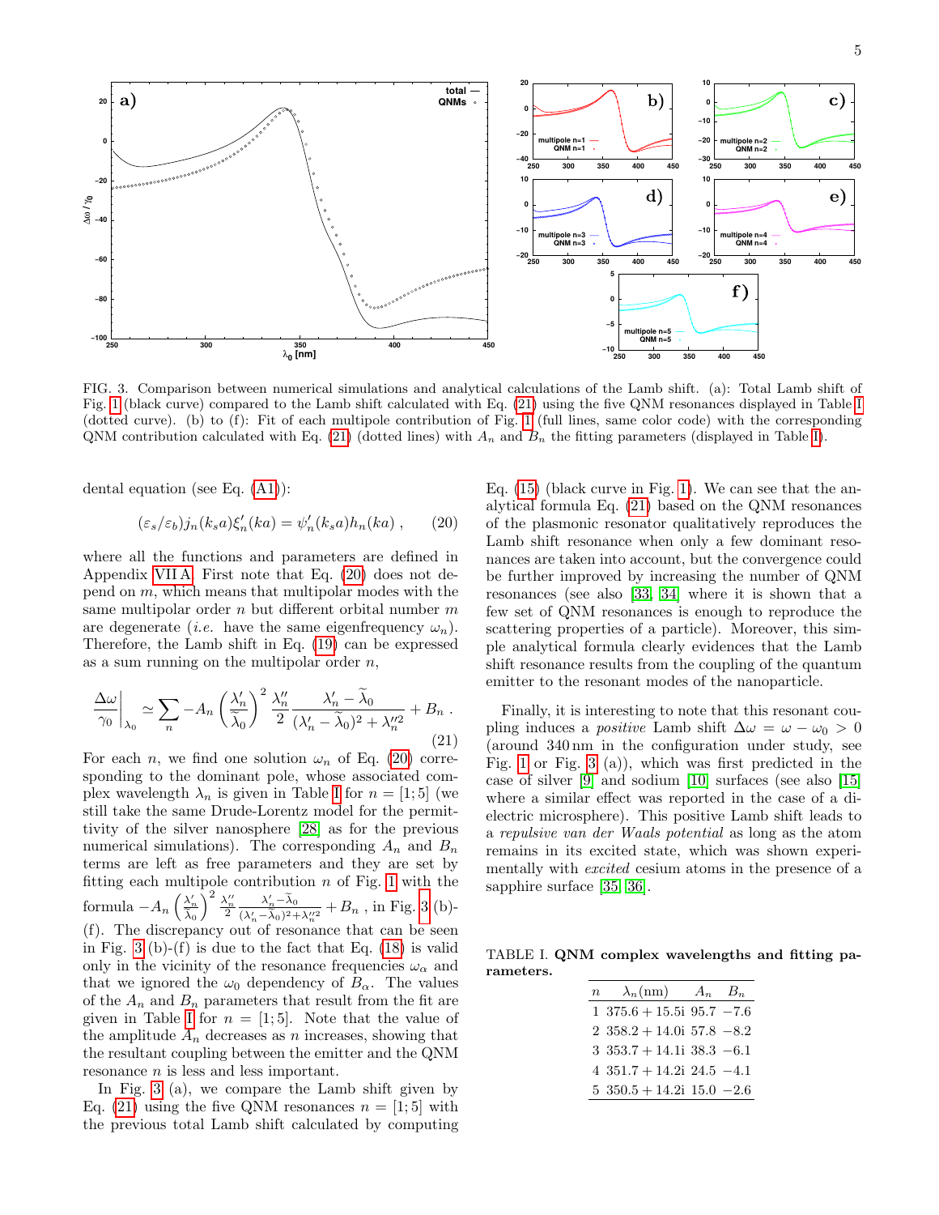FIG. 3. Comparison between numerical simulations and analytical calculations of the Lamb shift. (a): Total Lamb shift of Fig. 1 (black curve) compared to the Lamb shift calculated with Eq. (21) using the five QNM resonances displayed in Table I (dotted curve). (b) to (f): Fit of each multipole contribution of Fig. 1 (full lines, same color code) with the corresponding QNM contribution calculated with Eq. (21) (dotted lines) with $A_n$ and $B_n$ the fitting parameters (displayed in Table I).

dental equation (see Eq. (A1)):

$$(\varepsilon_s/\varepsilon_b) j_n(k_s a) \xi_n'(ka) = \psi_n'(k_s a) h_n(ka) \ , \qquad (20)$$

where all the functions and parameters are defined in Appendix VII A. First note that Eq. (20) does not depend on $m$, which means that multipolar modes with the same multipolar order $n$ but different orbital number $m$ are degenerate (*i.e.* have the same eigenfrequency $\omega_n$). Therefore, the Lamb shift in Eq. (19) can be expressed as a sum running on the multipolar order $n$,

$$\left.\frac{\Delta\omega}{\gamma_0}\right|_{\lambda_0} \simeq \sum_n -A_n \left(\frac{\lambda_n'}{\widetilde{\lambda}_0}\right)^2 \frac{\lambda_n''}{2} \frac{\lambda_n' - \widetilde{\lambda}_0}{(\lambda_n' - \widetilde{\lambda}_0)^2 + \lambda_n''^2} + B_n \ . \qquad (21)$$

For each $n$, we find one solution $\omega_n$ of Eq. (20) corresponding to the dominant pole, whose associated complex wavelength $\lambda_n$ is given in Table I for $n = [1; 5]$ (we still take the same Drude-Lorentz model for the permittivity of the silver nanosphere [28] as for the previous numerical simulations). The corresponding $A_n$ and $B_n$ terms are left as free parameters and they are set by fitting each multipole contribution $n$ of Fig. 1 with the formula $-A_n \left(\frac{\lambda_n'}{\widetilde{\lambda}_0}\right)^2 \frac{\lambda_n''}{2} \frac{\lambda_n' - \widetilde{\lambda}_0}{(\lambda_n' - \widetilde{\lambda}_0)^2 + \lambda_n''^2} + B_n$ , in Fig. 3 (b)-(f). The discrepancy out of resonance that can be seen in Fig. 3 (b)-(f) is due to the fact that Eq. (18) is valid only in the vicinity of the resonance frequencies $\omega_\alpha$ and that we ignored the $\omega_0$ dependency of $B_\alpha$. The values of the $A_n$ and $B_n$ parameters that result from the fit are given in Table I for $n = [1; 5]$. Note that the value of the amplitude $A_n$ decreases as $n$ increases, showing that the resultant coupling between the emitter and the QNM resonance $n$ is less and less important.

In Fig. 3 (a), we compare the Lamb shift given by Eq. (21) using the five QNM resonances $n = [1; 5]$ with the previous total Lamb shift calculated by computing Eq. (15) (black curve in Fig. 1). We can see that the analytical formula Eq. (21) based on the QNM resonances of the plasmonic resonator qualitatively reproduces the Lamb shift resonance when only a few dominant resonances are taken into account, but the convergence could be further improved by increasing the number of QNM resonances (see also [33, 34] where it is shown that a few set of QNM resonances is enough to reproduce the scattering properties of a particle). Moreover, this simple analytical formula clearly evidences that the Lamb shift resonance results from the coupling of the quantum emitter to the resonant modes of the nanoparticle.

Finally, it is interesting to note that this resonant coupling induces a *positive* Lamb shift $\Delta\omega = \omega - \omega_0 > 0$ (around 340 nm in the configuration under study, see Fig. 1 or Fig. 3 (a)), which was first predicted in the case of silver [9] and sodium [10] surfaces (see also [15] where a similar effect was reported in the case of a dielectric microsphere). This positive Lamb shift leads to a *repulsive van der Waals potential* as long as the atom remains in its excited state, which was shown experimentally with *excited* cesium atoms in the presence of a sapphire surface [35, 36].

TABLE I. **QNM complex wavelengths and fitting parameters.**

| $n$ | $\lambda_n$(nm) | $A_n$ | $B_n$ |
|---|---|---|---|
| 1 | $375.6 + 15.5i$ | 95.7 | $-7.6$ |
| 2 | $358.2 + 14.0i$ | 57.8 | $-8.2$ |
| 3 | $353.7 + 14.1i$ | 38.3 | $-6.1$ |
| 4 | $351.7 + 14.2i$ | 24.5 | $-4.1$ |
| 5 | $350.5 + 14.2i$ | 15.0 | $-2.6$ |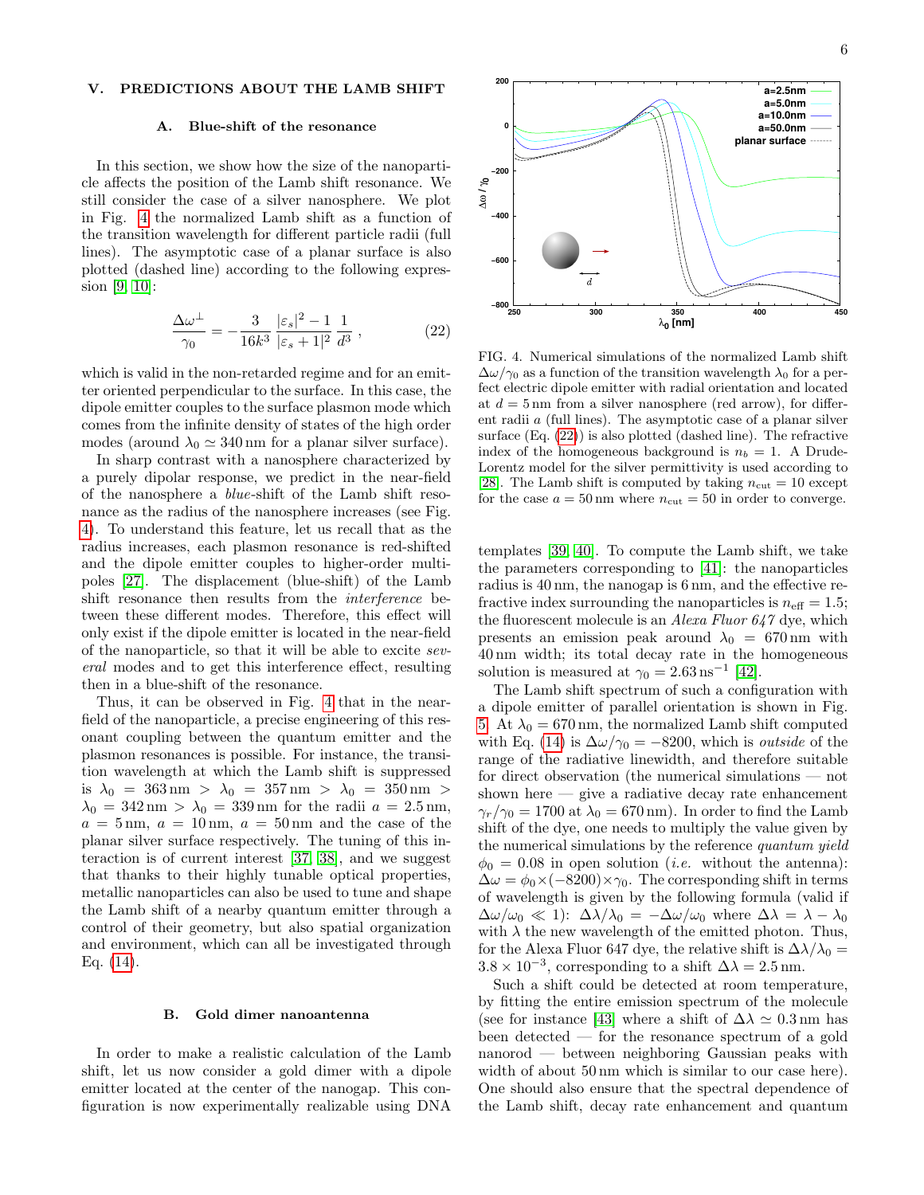## V. PREDICTIONS ABOUT THE LAMB SHIFT

### A. Blue-shift of the resonance

In this section, we show how the size of the nanoparticle affects the position of the Lamb shift resonance. We still consider the case of a silver nanosphere. We plot in Fig. 4 the normalized Lamb shift as a function of the transition wavelength for different particle radii (full lines). The asymptotic case of a planar surface is also plotted (dashed line) according to the following expression [9, 10]:

$$\frac{\Delta\omega^{\perp}}{\gamma_0} = -\frac{3}{16k^3}\frac{|\varepsilon_s|^2-1}{|\varepsilon_s+1|^2}\frac{1}{d^3}\,, \tag{22}$$

which is valid in the non-retarded regime and for an emitter oriented perpendicular to the surface. In this case, the dipole emitter couples to the surface plasmon mode which comes from the infinite density of states of the high order modes (around $\lambda_0 \simeq 340\,\mathrm{nm}$ for a planar silver surface).

In sharp contrast with a nanosphere characterized by a purely dipolar response, we predict in the near-field of the nanosphere a *blue*-shift of the Lamb shift resonance as the radius of the nanosphere increases (see Fig. 4). To understand this feature, let us recall that as the radius increases, each plasmon resonance is red-shifted and the dipole emitter couples to higher-order multipoles [27]. The displacement (blue-shift) of the Lamb shift resonance then results from the *interference* between these different modes. Therefore, this effect will only exist if the dipole emitter is located in the near-field of the nanoparticle, so that it will be able to excite *several* modes and to get this interference effect, resulting then in a blue-shift of the resonance.

Thus, it can be observed in Fig. 4 that in the near-field of the nanoparticle, a precise engineering of this resonant coupling between the quantum emitter and the plasmon resonances is possible. For instance, the transition wavelength at which the Lamb shift is suppressed is $\lambda_0 = 363\,\mathrm{nm} > \lambda_0 = 357\,\mathrm{nm} > \lambda_0 = 350\,\mathrm{nm} > \lambda_0 = 342\,\mathrm{nm} > \lambda_0 = 339\,\mathrm{nm}$ for the radii $a = 2.5\,\mathrm{nm}$, $a = 5\,\mathrm{nm}$, $a = 10\,\mathrm{nm}$, $a = 50\,\mathrm{nm}$ and the case of the planar silver surface respectively. The tuning of this interaction is of current interest [37, 38], and we suggest that thanks to their highly tunable optical properties, metallic nanoparticles can also be used to tune and shape the Lamb shift of a nearby quantum emitter through a control of their geometry, but also spatial organization and environment, which can all be investigated through Eq. (14).

FIG. 4. Numerical simulations of the normalized Lamb shift $\Delta\omega/\gamma_0$ as a function of the transition wavelength $\lambda_0$ for a perfect electric dipole emitter with radial orientation and located at $d = 5\,\mathrm{nm}$ from a silver nanosphere (red arrow), for different radii $a$ (full lines). The asymptotic case of a planar silver surface (Eq. (22)) is also plotted (dashed line). The refractive index of the homogeneous background is $n_b = 1$. A Drude-Lorentz model for the silver permittivity is used according to [28]. The Lamb shift is computed by taking $n_{\mathrm{cut}} = 10$ except for the case $a = 50\,\mathrm{nm}$ where $n_{\mathrm{cut}} = 50$ in order to converge.

### B. Gold dimer nanoantenna

In order to make a realistic calculation of the Lamb shift, let us now consider a gold dimer with a dipole emitter located at the center of the nanogap. This configuration is now experimentally realizable using DNA templates [39, 40]. To compute the Lamb shift, we take the parameters corresponding to [41]: the nanoparticles radius is 40 nm, the nanogap is 6 nm, and the effective refractive index surrounding the nanoparticles is $n_{\mathrm{eff}} = 1.5$; the fluorescent molecule is an *Alexa Fluor 647* dye, which presents an emission peak around $\lambda_0 = 670\,\mathrm{nm}$ with 40 nm width; its total decay rate in the homogeneous solution is measured at $\gamma_0 = 2.63\,\mathrm{ns}^{-1}$ [42].

The Lamb shift spectrum of such a configuration with a dipole emitter of parallel orientation is shown in Fig. 5. At $\lambda_0 = 670\,\mathrm{nm}$, the normalized Lamb shift computed with Eq. (14) is $\Delta\omega/\gamma_0 = -8200$, which is *outside* of the range of the radiative linewidth, and therefore suitable for direct observation (the numerical simulations — not shown here — give a radiative decay rate enhancement $\gamma_r/\gamma_0 = 1700$ at $\lambda_0 = 670\,\mathrm{nm}$). In order to find the Lamb shift of the dye, one needs to multiply the value given by the numerical simulations by the reference *quantum yield* $\phi_0 = 0.08$ in open solution (*i.e.* without the antenna): $\Delta\omega = \phi_0 \times (-8200) \times \gamma_0$. The corresponding shift in terms of wavelength is given by the following formula (valid if $\Delta\omega/\omega_0 \ll 1$): $\Delta\lambda/\lambda_0 = -\Delta\omega/\omega_0$ where $\Delta\lambda = \lambda - \lambda_0$ with $\lambda$ the new wavelength of the emitted photon. Thus, for the Alexa Fluor 647 dye, the relative shift is $\Delta\lambda/\lambda_0 = 3.8 \times 10^{-3}$, corresponding to a shift $\Delta\lambda = 2.5\,\mathrm{nm}$.

Such a shift could be detected at room temperature, by fitting the entire emission spectrum of the molecule (see for instance [43] where a shift of $\Delta\lambda \simeq 0.3\,\mathrm{nm}$ has been detected — for the resonance spectrum of a gold nanorod — between neighboring Gaussian peaks with width of about 50 nm which is similar to our case here). One should also ensure that the spectral dependence of the Lamb shift, decay rate enhancement and quantum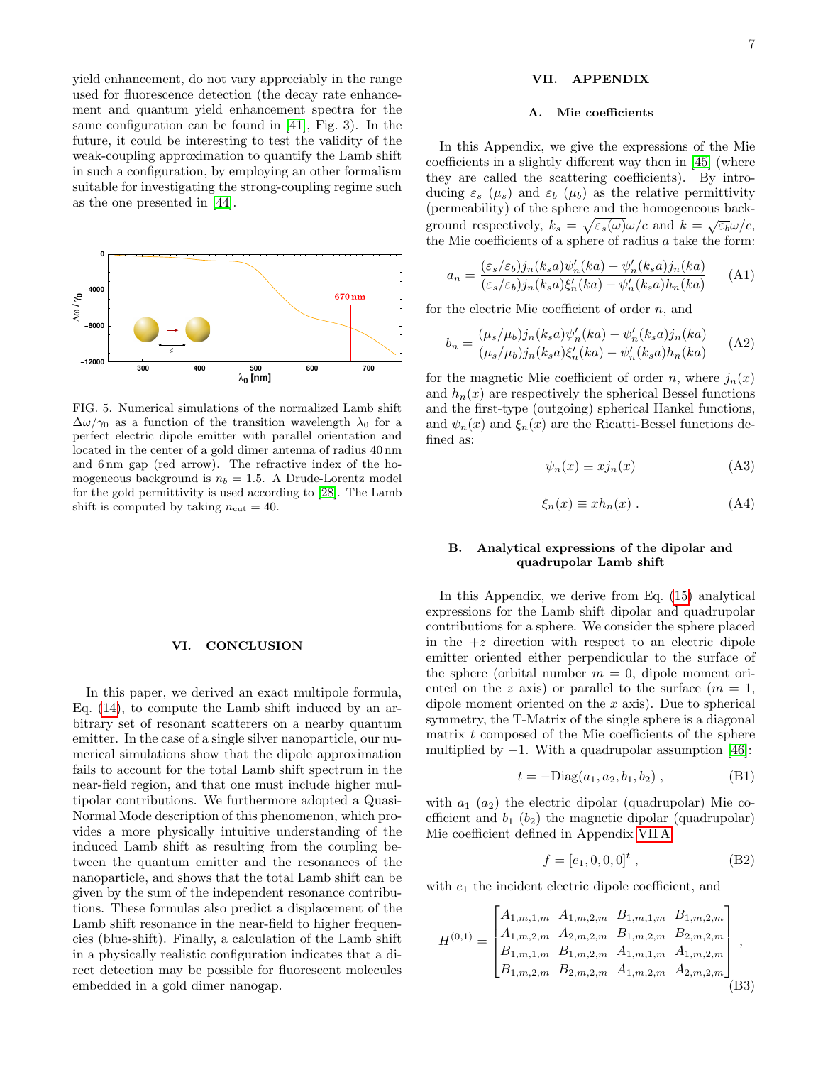yield enhancement, do not vary appreciably in the range used for fluorescence detection (the decay rate enhancement and quantum yield enhancement spectra for the same configuration can be found in [41], Fig. 3). In the future, it could be interesting to test the validity of the weak-coupling approximation to quantify the Lamb shift in such a configuration, by employing an other formalism suitable for investigating the strong-coupling regime such as the one presented in [44].

FIG. 5. Numerical simulations of the normalized Lamb shift $\Delta\omega/\gamma_0$ as a function of the transition wavelength $\lambda_0$ for a perfect electric dipole emitter with parallel orientation and located in the center of a gold dimer antenna of radius 40 nm and 6 nm gap (red arrow). The refractive index of the homogeneous background is $n_b = 1.5$. A Drude-Lorentz model for the gold permittivity is used according to [28]. The Lamb shift is computed by taking $n_{\text{cut}} = 40$.

## VI. CONCLUSION

In this paper, we derived an exact multipole formula, Eq. (14), to compute the Lamb shift induced by an arbitrary set of resonant scatterers on a nearby quantum emitter. In the case of a single silver nanoparticle, our numerical simulations show that the dipole approximation fails to account for the total Lamb shift spectrum in the near-field region, and that one must include higher multipolar contributions. We furthermore adopted a Quasi-Normal Mode description of this phenomenon, which provides a more physically intuitive understanding of the induced Lamb shift as resulting from the coupling between the quantum emitter and the resonances of the nanoparticle, and shows that the total Lamb shift can be given by the sum of the independent resonance contributions. These formulas also predict a displacement of the Lamb shift resonance in the near-field to higher frequencies (blue-shift). Finally, a calculation of the Lamb shift in a physically realistic configuration indicates that a direct detection may be possible for fluorescent molecules embedded in a gold dimer nanogap.

## VII. APPENDIX

### A. Mie coefficients

In this Appendix, we give the expressions of the Mie coefficients in a slightly different way then in [45] (where they are called the scattering coefficients). By introducing $\varepsilon_s$ ($\mu_s$) and $\varepsilon_b$ ($\mu_b$) as the relative permittivity (permeability) of the sphere and the homogeneous background respectively, $k_s = \sqrt{\varepsilon_s(\omega)}\omega/c$ and $k = \sqrt{\varepsilon_b}\omega/c$, the Mie coefficients of a sphere of radius $a$ take the form:

$$a_n = \frac{(\varepsilon_s/\varepsilon_b) j_n(k_s a)\psi_n'(ka) - \psi_n'(k_s a) j_n(ka)}{(\varepsilon_s/\varepsilon_b) j_n(k_s a)\xi_n'(ka) - \psi_n'(k_s a) h_n(ka)} \quad \text{(A1)}$$

for the electric Mie coefficient of order $n$, and

$$b_n = \frac{(\mu_s/\mu_b) j_n(k_s a)\psi_n'(ka) - \psi_n'(k_s a) j_n(ka)}{(\mu_s/\mu_b) j_n(k_s a)\xi_n'(ka) - \psi_n'(k_s a) h_n(ka)} \quad \text{(A2)}$$

for the magnetic Mie coefficient of order $n$, where $j_n(x)$ and $h_n(x)$ are respectively the spherical Bessel functions and the first-type (outgoing) spherical Hankel functions, and $\psi_n(x)$ and $\xi_n(x)$ are the Ricatti-Bessel functions defined as:

$$\psi_n(x) \equiv x j_n(x) \quad \text{(A3)}$$

$$\xi_n(x) \equiv x h_n(x)\ . \quad \text{(A4)}$$

### B. Analytical expressions of the dipolar and quadrupolar Lamb shift

In this Appendix, we derive from Eq. (15) analytical expressions for the Lamb shift dipolar and quadrupolar contributions for a sphere. We consider the sphere placed in the $+z$ direction with respect to an electric dipole emitter oriented either perpendicular to the surface of the sphere (orbital number $m = 0$, dipole moment oriented on the $z$ axis) or parallel to the surface ($m = 1$, dipole moment oriented on the $x$ axis). Due to spherical symmetry, the T-Matrix of the single sphere is a diagonal matrix $t$ composed of the Mie coefficients of the sphere multiplied by $-1$. With a quadrupolar assumption [46]:

$$t = -\text{Diag}(a_1, a_2, b_1, b_2)\ , \quad \text{(B1)}$$

with $a_1$ ($a_2$) the electric dipolar (quadrupolar) Mie coefficient and $b_1$ ($b_2$) the magnetic dipolar (quadrupolar) Mie coefficient defined in Appendix VII A.

$$f = [e_1, 0, 0, 0]^t\ , \quad \text{(B2)}$$

with $e_1$ the incident electric dipole coefficient, and

$$H^{(0,1)} = \begin{bmatrix} A_{1,m,1,m} & A_{1,m,2,m} & B_{1,m,1,m} & B_{1,m,2,m} \\ A_{1,m,2,m} & A_{2,m,2,m} & B_{1,m,2,m} & B_{2,m,2,m} \\ B_{1,m,1,m} & B_{1,m,2,m} & A_{1,m,1,m} & A_{1,m,2,m} \\ B_{1,m,2,m} & B_{2,m,2,m} & A_{1,m,2,m} & A_{2,m,2,m} \end{bmatrix}\ , \quad \text{(B3)}$$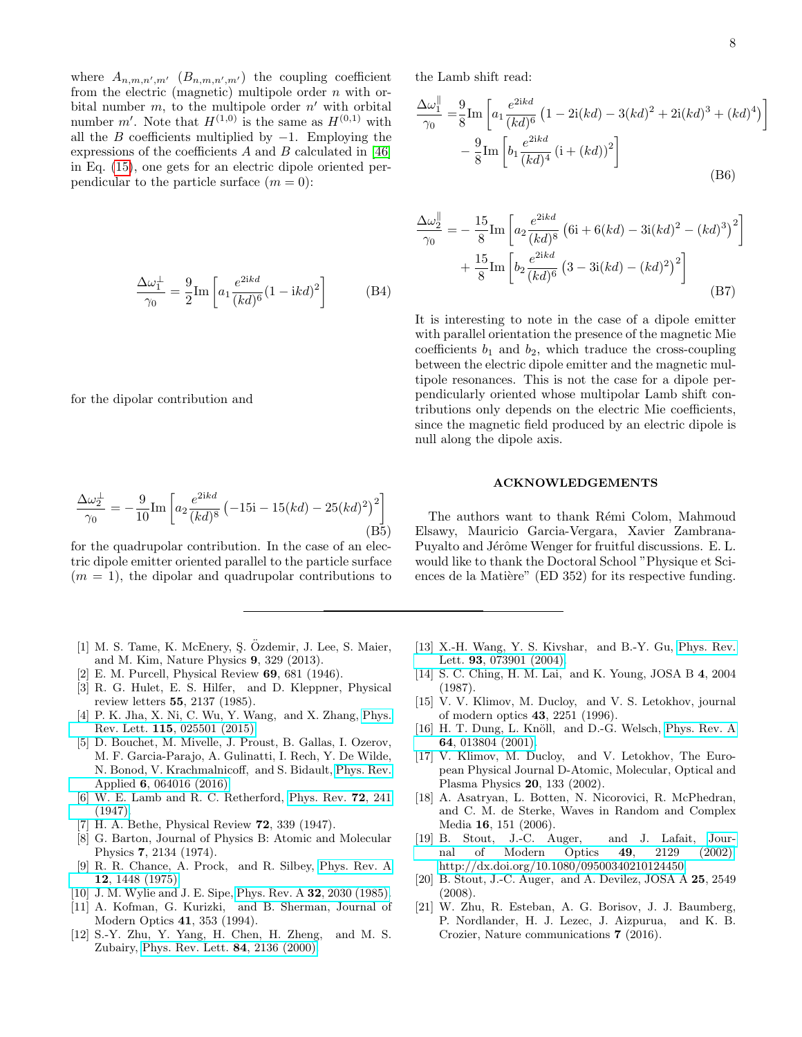where $A_{n,m,n',m'}$ ($B_{n,m,n',m'}$) the coupling coefficient from the electric (magnetic) multipole order $n$ with orbital number $m$, to the multipole order $n'$ with orbital number $m'$. Note that $H^{(1,0)}$ is the same as $H^{(0,1)}$ with all the $B$ coefficients multiplied by $-1$. Employing the expressions of the coefficients $A$ and $B$ calculated in [46] in Eq. (15), one gets for an electric dipole oriented perpendicular to the particle surface ($m = 0$):

$$\frac{\Delta\omega_1^{\perp}}{\gamma_0} = \frac{9}{2}\mathrm{Im}\left[a_1 \frac{e^{2ikd}}{(kd)^6}(1 - ikd)^2\right] \tag{B4}$$

for the dipolar contribution and

$$\frac{\Delta\omega_2^{\perp}}{\gamma_0} = -\frac{9}{10}\mathrm{Im}\left[a_2 \frac{e^{2ikd}}{(kd)^8}\left(-15i - 15(kd) - 25(kd)^2\right)^2\right] \tag{B5}$$

for the quadrupolar contribution. In the case of an electric dipole emitter oriented parallel to the particle surface ($m = 1$), the dipolar and quadrupolar contributions to the Lamb shift read:

$$\begin{aligned}\frac{\Delta\omega_1^{\parallel}}{\gamma_0} =& \frac{9}{8}\mathrm{Im}\left[a_1 \frac{e^{2ikd}}{(kd)^6}\left(1 - 2i(kd) - 3(kd)^2 + 2i(kd)^3 + (kd)^4\right)\right] \\ &- \frac{9}{8}\mathrm{Im}\left[b_1 \frac{e^{2ikd}}{(kd)^4}\left(i + (kd)\right)^2\right]\end{aligned} \tag{B6}$$

$$\begin{aligned}\frac{\Delta\omega_2^{\parallel}}{\gamma_0} =& -\frac{15}{8}\mathrm{Im}\left[a_2 \frac{e^{2ikd}}{(kd)^8}\left(6i + 6(kd) - 3i(kd)^2 - (kd)^3\right)^2\right] \\ &+ \frac{15}{8}\mathrm{Im}\left[b_2 \frac{e^{2ikd}}{(kd)^6}\left(3 - 3i(kd) - (kd)^2\right)^2\right]\end{aligned} \tag{B7}$$

It is interesting to note in the case of a dipole emitter with parallel orientation the presence of the magnetic Mie coefficients $b_1$ and $b_2$, which traduce the cross-coupling between the electric dipole emitter and the magnetic multipole resonances. This is not the case for a dipole perpendicularly oriented whose multipolar Lamb shift contributions only depends on the electric Mie coefficients, since the magnetic field produced by an electric dipole is null along the dipole axis.

## ACKNOWLEDGEMENTS

The authors want to thank Rémi Colom, Mahmoud Elsawy, Mauricio Garcia-Vergara, Xavier Zambrana-Puyalto and Jérôme Wenger for fruitful discussions. E. L. would like to thank the Doctoral School "Physique et Sciences de la Matière" (ED 352) for its respective funding.

---

[1] M. S. Tame, K. McEnery, Ş. Özdemir, J. Lee, S. Maier, and M. Kim, Nature Physics **9**, 329 (2013).

[2] E. M. Purcell, Physical Review **69**, 681 (1946).

[3] R. G. Hulet, E. S. Hilfer, and D. Kleppner, Physical review letters **55**, 2137 (1985).

[4] P. K. Jha, X. Ni, C. Wu, Y. Wang, and X. Zhang, Phys. Rev. Lett. **115**, 025501 (2015).

[5] D. Bouchet, M. Mivelle, J. Proust, B. Gallas, I. Ozerov, M. F. Garcia-Parajo, A. Gulinatti, I. Rech, Y. De Wilde, N. Bonod, V. Krachmalnicoff, and S. Bidault, Phys. Rev. Applied **6**, 064016 (2016).

[6] W. E. Lamb and R. C. Retherford, Phys. Rev. **72**, 241 (1947).

[7] H. A. Bethe, Physical Review **72**, 339 (1947).

[8] G. Barton, Journal of Physics B: Atomic and Molecular Physics **7**, 2134 (1974).

[9] R. R. Chance, A. Prock, and R. Silbey, Phys. Rev. A **12**, 1448 (1975).

[10] J. M. Wylie and J. E. Sipe, Phys. Rev. A **32**, 2030 (1985).

[11] A. Kofman, G. Kurizki, and B. Sherman, Journal of Modern Optics **41**, 353 (1994).

[12] S.-Y. Zhu, Y. Yang, H. Chen, H. Zheng, and M. S. Zubairy, Phys. Rev. Lett. **84**, 2136 (2000).

[13] X.-H. Wang, Y. S. Kivshar, and B.-Y. Gu, Phys. Rev. Lett. **93**, 073901 (2004).

[14] S. C. Ching, H. M. Lai, and K. Young, JOSA B **4**, 2004 (1987).

[15] V. V. Klimov, M. Ducloy, and V. S. Letokhov, journal of modern optics **43**, 2251 (1996).

[16] H. T. Dung, L. Knöll, and D.-G. Welsch, Phys. Rev. A **64**, 013804 (2001).

[17] V. Klimov, M. Ducloy, and V. Letokhov, The European Physical Journal D-Atomic, Molecular, Optical and Plasma Physics **20**, 133 (2002).

[18] A. Asatryan, L. Botten, N. Nicorovici, R. McPhedran, and C. M. de Sterke, Waves in Random and Complex Media **16**, 151 (2006).

[19] B. Stout, J.-C. Auger, and J. Lafait, Journal of Modern Optics **49**, 2129 (2002), http://dx.doi.org/10.1080/09500340210124450.

[20] B. Stout, J.-C. Auger, and A. Devilez, JOSA A **25**, 2549 (2008).

[21] W. Zhu, R. Esteban, A. G. Borisov, J. J. Baumberg, P. Nordlander, H. J. Lezec, J. Aizpurua, and K. B. Crozier, Nature communications **7** (2016).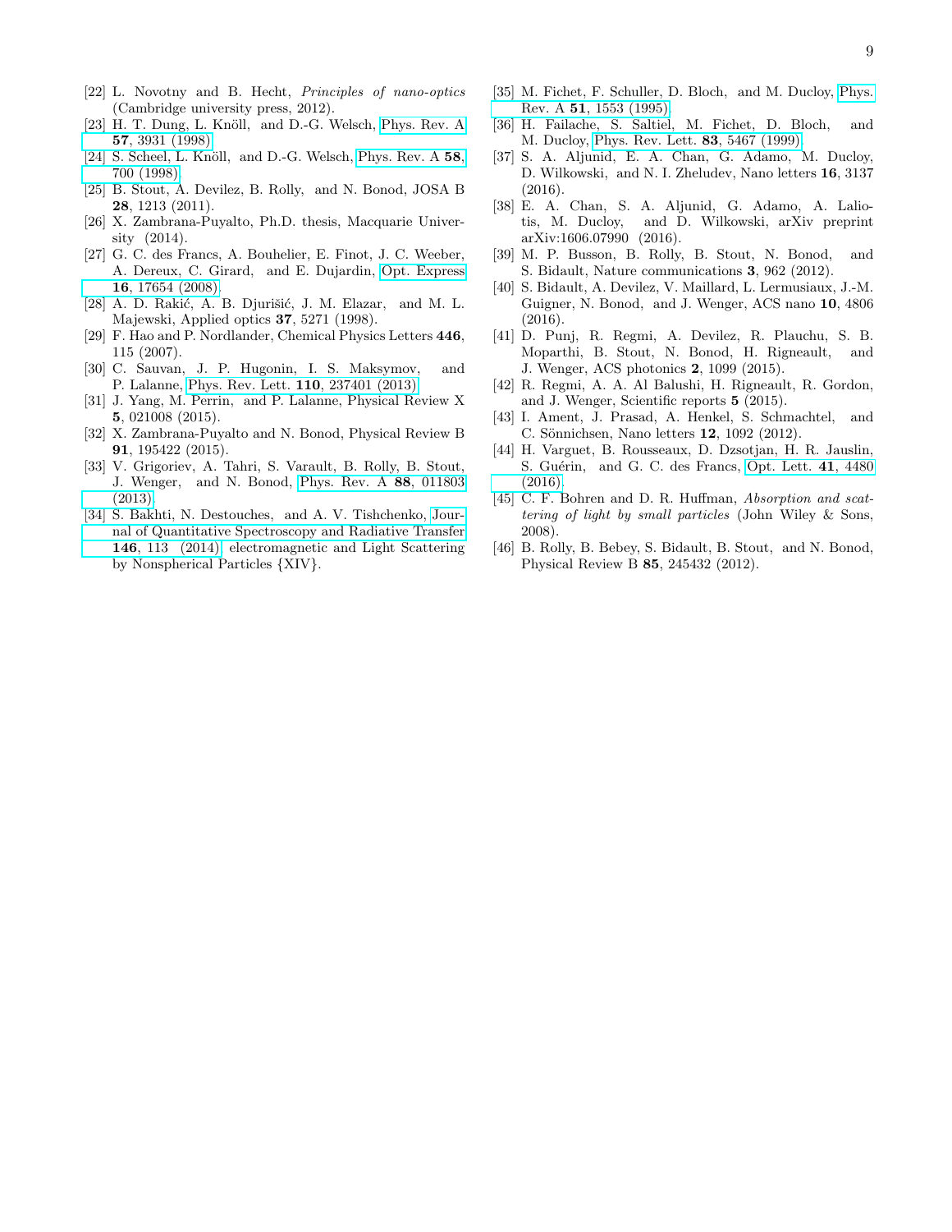[22] L. Novotny and B. Hecht, *Principles of nano-optics* (Cambridge university press, 2012).

[23] H. T. Dung, L. Knöll, and D.-G. Welsch, Phys. Rev. A **57**, 3931 (1998).

[24] S. Scheel, L. Knöll, and D.-G. Welsch, Phys. Rev. A **58**, 700 (1998).

[25] B. Stout, A. Devilez, B. Rolly, and N. Bonod, JOSA B **28**, 1213 (2011).

[26] X. Zambrana-Puyalto, Ph.D. thesis, Macquarie University (2014).

[27] G. C. des Francs, A. Bouhelier, E. Finot, J. C. Weeber, A. Dereux, C. Girard, and E. Dujardin, Opt. Express **16**, 17654 (2008).

[28] A. D. Rakić, A. B. Djurišić, J. M. Elazar, and M. L. Majewski, Applied optics **37**, 5271 (1998).

[29] F. Hao and P. Nordlander, Chemical Physics Letters **446**, 115 (2007).

[30] C. Sauvan, J. P. Hugonin, I. S. Maksymov, and P. Lalanne, Phys. Rev. Lett. **110**, 237401 (2013).

[31] J. Yang, M. Perrin, and P. Lalanne, Physical Review X **5**, 021008 (2015).

[32] X. Zambrana-Puyalto and N. Bonod, Physical Review B **91**, 195422 (2015).

[33] V. Grigoriev, A. Tahri, S. Varault, B. Rolly, B. Stout, J. Wenger, and N. Bonod, Phys. Rev. A **88**, 011803 (2013).

[34] S. Bakhti, N. Destouches, and A. V. Tishchenko, Journal of Quantitative Spectroscopy and Radiative Transfer **146**, 113 (2014), electromagnetic and Light Scattering by Nonspherical Particles {XIV}.

[35] M. Fichet, F. Schuller, D. Bloch, and M. Ducloy, Phys. Rev. A **51**, 1553 (1995).

[36] H. Failache, S. Saltiel, M. Fichet, D. Bloch, and M. Ducloy, Phys. Rev. Lett. **83**, 5467 (1999).

[37] S. A. Aljunid, E. A. Chan, G. Adamo, M. Ducloy, D. Wilkowski, and N. I. Zheludev, Nano letters **16**, 3137 (2016).

[38] E. A. Chan, S. A. Aljunid, G. Adamo, A. Laliotis, M. Ducloy, and D. Wilkowski, arXiv preprint arXiv:1606.07990 (2016).

[39] M. P. Busson, B. Rolly, B. Stout, N. Bonod, and S. Bidault, Nature communications **3**, 962 (2012).

[40] S. Bidault, A. Devilez, V. Maillard, L. Lermusiaux, J.-M. Guigner, N. Bonod, and J. Wenger, ACS nano **10**, 4806 (2016).

[41] D. Punj, R. Regmi, A. Devilez, R. Plauchu, S. B. Moparthi, B. Stout, N. Bonod, H. Rigneault, and J. Wenger, ACS photonics **2**, 1099 (2015).

[42] R. Regmi, A. A. Al Balushi, H. Rigneault, R. Gordon, and J. Wenger, Scientific reports **5** (2015).

[43] I. Ament, J. Prasad, A. Henkel, S. Schmachtel, and C. Sönnichsen, Nano letters **12**, 1092 (2012).

[44] H. Varguet, B. Rousseaux, D. Dzsotjan, H. R. Jauslin, S. Guérin, and G. C. des Francs, Opt. Lett. **41**, 4480 (2016).

[45] C. F. Bohren and D. R. Huffman, *Absorption and scattering of light by small particles* (John Wiley & Sons, 2008).

[46] B. Rolly, B. Bebey, S. Bidault, B. Stout, and N. Bonod, Physical Review B **85**, 245432 (2012).